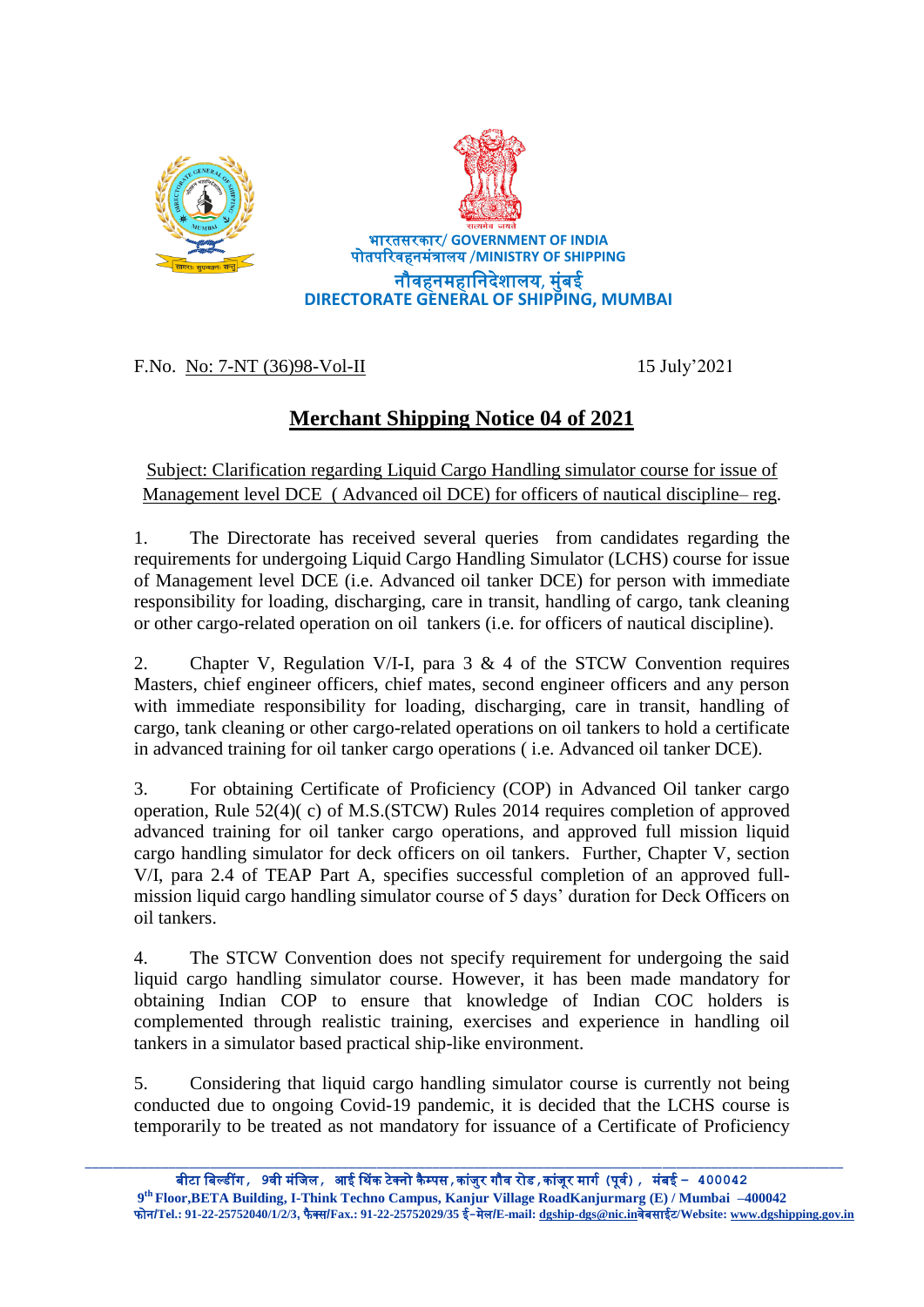भारतसरकार/ GOVERNMENT OF INDIA
पोतपरिवहनमंत्रालय /MINISTRY OF SHIPPING
नौवहनमहानिदेशालय, मुंबई
DIRECTORATE GENERAL OF SHIPPING, MUMBAI

F.No. No: 7-NT (36)98-Vol-II 15 July'2021

# Merchant Shipping Notice 04 of 2021

Subject: Clarification regarding Liquid Cargo Handling simulator course for issue of Management level DCE ( Advanced oil DCE) for officers of nautical discipline– reg.

1. The Directorate has received several queries from candidates regarding the requirements for undergoing Liquid Cargo Handling Simulator (LCHS) course for issue of Management level DCE (i.e. Advanced oil tanker DCE) for person with immediate responsibility for loading, discharging, care in transit, handling of cargo, tank cleaning or other cargo-related operation on oil tankers (i.e. for officers of nautical discipline).

2. Chapter V, Regulation V/I-I, para 3 & 4 of the STCW Convention requires Masters, chief engineer officers, chief mates, second engineer officers and any person with immediate responsibility for loading, discharging, care in transit, handling of cargo, tank cleaning or other cargo-related operations on oil tankers to hold a certificate in advanced training for oil tanker cargo operations ( i.e. Advanced oil tanker DCE).

3. For obtaining Certificate of Proficiency (COP) in Advanced Oil tanker cargo operation, Rule 52(4)( c) of M.S.(STCW) Rules 2014 requires completion of approved advanced training for oil tanker cargo operations, and approved full mission liquid cargo handling simulator for deck officers on oil tankers. Further, Chapter V, section V/I, para 2.4 of TEAP Part A, specifies successful completion of an approved full-mission liquid cargo handling simulator course of 5 days' duration for Deck Officers on oil tankers.

4. The STCW Convention does not specify requirement for undergoing the said liquid cargo handling simulator course. However, it has been made mandatory for obtaining Indian COP to ensure that knowledge of Indian COC holders is complemented through realistic training, exercises and experience in handling oil tankers in a simulator based practical ship-like environment.

5. Considering that liquid cargo handling simulator course is currently not being conducted due to ongoing Covid-19 pandemic, it is decided that the LCHS course is temporarily to be treated as not mandatory for issuance of a Certificate of Proficiency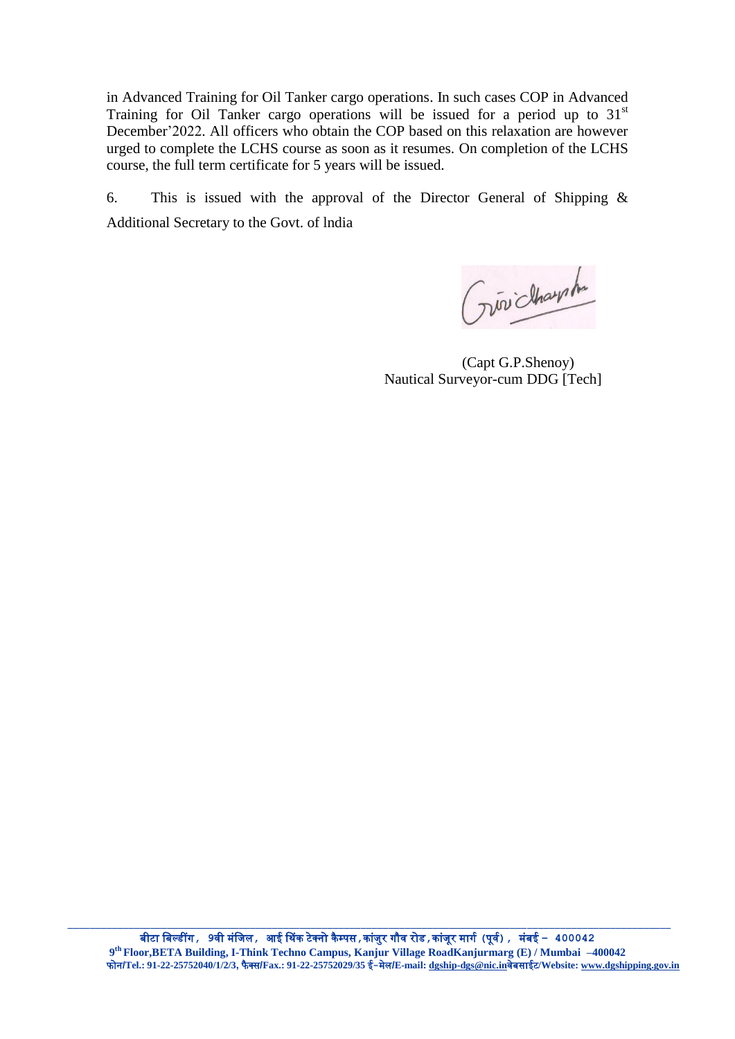in Advanced Training for Oil Tanker cargo operations. In such cases COP in Advanced Training for Oil Tanker cargo operations will be issued for a period up to 31st December'2022. All officers who obtain the COP based on this relaxation are however urged to complete the LCHS course as soon as it resumes. On completion of the LCHS course, the full term certificate for 5 years will be issued.

6. This is issued with the approval of the Director General of Shipping & Additional Secretary to the Govt. of lndia

(Capt G.P.Shenoy)
Nautical Surveyor-cum DDG [Tech]

बीटा बिल्डींग, 9वी मंजिल, आई थिंक टेक्नो कैम्पस, कांजुर गौव रोड, कांजूर मार्ग (पूर्व), मंबई – 400042
9th Floor,BETA Building, I-Think Techno Campus, Kanjur Village RoadKanjurmarg (E) / Mumbai –400042
फोन/Tel.: 91-22-25752040/1/2/3, फैक्स/Fax.: 91-22-25752029/35 ई-मेल/E-mail: dgship-dgs@nic.inवेबसाईट/Website: www.dgshipping.gov.in